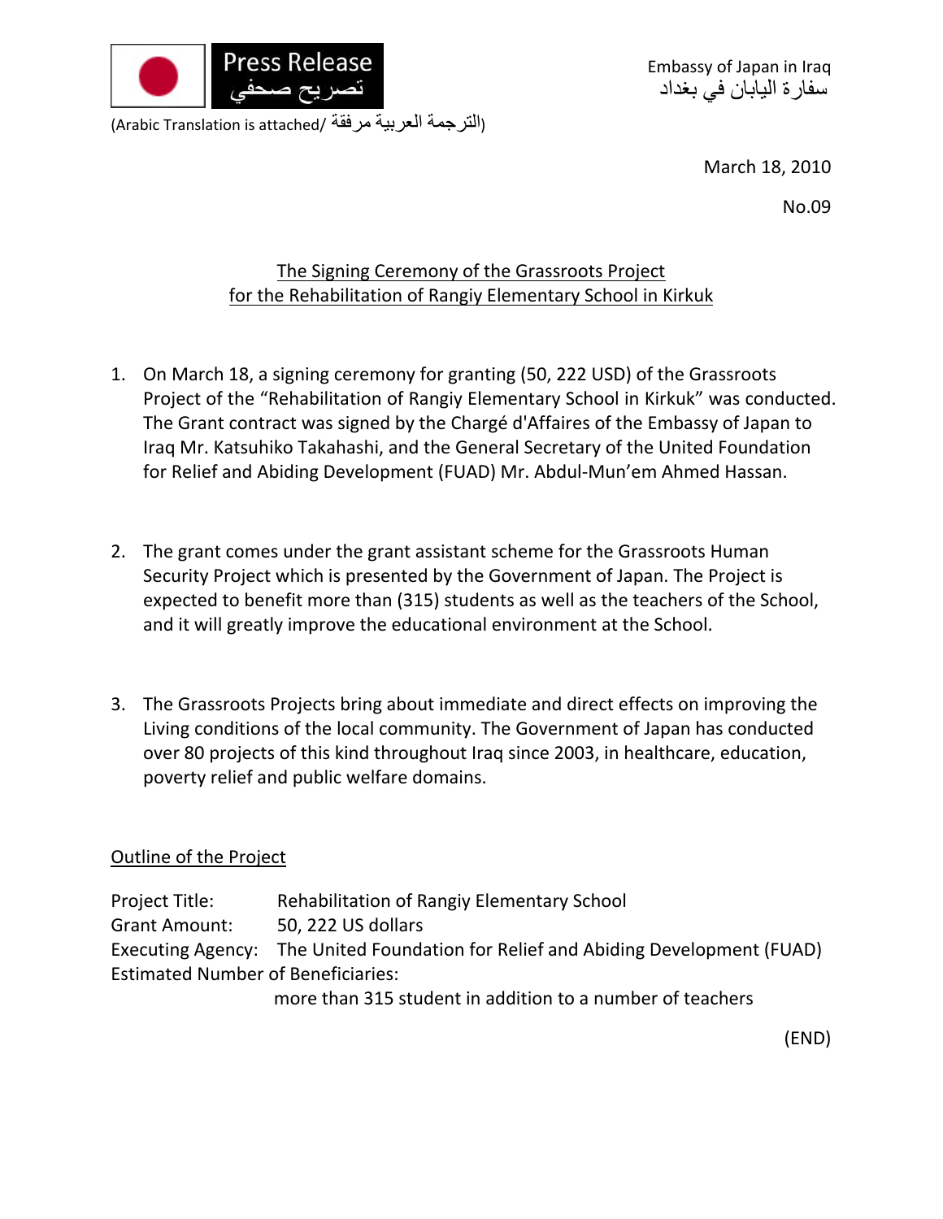Press Release
تصريح صحفي

(Arabic Translation is attached/ الترجمة العربية مرفقة)

Embassy of Japan in Iraq
سفارة اليابان في بغداد

March 18, 2010

No.09

## The Signing Ceremony of the Grassroots Project for the Rehabilitation of Rangiy Elementary School in Kirkuk

1. On March 18, a signing ceremony for granting (50, 222 USD) of the Grassroots Project of the "Rehabilitation of Rangiy Elementary School in Kirkuk" was conducted. The Grant contract was signed by the Chargé d'Affaires of the Embassy of Japan to Iraq Mr. Katsuhiko Takahashi, and the General Secretary of the United Foundation for Relief and Abiding Development (FUAD) Mr. Abdul-Mun'em Ahmed Hassan.

2. The grant comes under the grant assistant scheme for the Grassroots Human Security Project which is presented by the Government of Japan. The Project is expected to benefit more than (315) students as well as the teachers of the School, and it will greatly improve the educational environment at the School.

3. The Grassroots Projects bring about immediate and direct effects on improving the Living conditions of the local community. The Government of Japan has conducted over 80 projects of this kind throughout Iraq since 2003, in healthcare, education, poverty relief and public welfare domains.

### Outline of the Project

Project Title: Rehabilitation of Rangiy Elementary School
Grant Amount: 50, 222 US dollars
Executing Agency: The United Foundation for Relief and Abiding Development (FUAD)
Estimated Number of Beneficiaries:
more than 315 student in addition to a number of teachers

(END)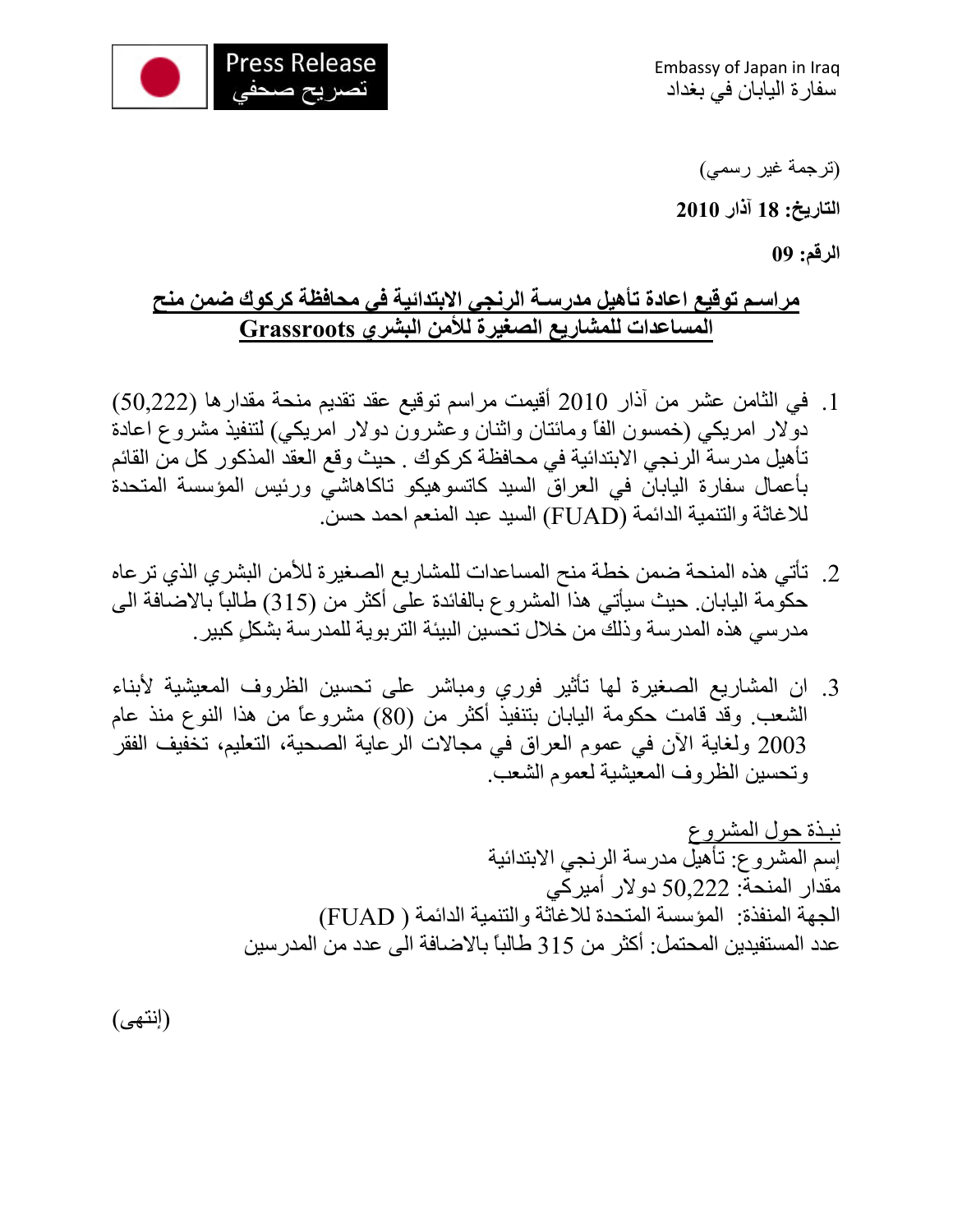Press Release
تصريح صحفي

Embassy of Japan in Iraq
سفارة اليابان في بغداد

(ترجمة غير رسمي)

**التاريخ: 18 آذار 2010**

**الرقم: 09**

## مراسم توقيع اعادة تأهيل مدرسة الرنجي الابتدائية في محافظة كركوك ضمن منح المساعدات للمشاريع الصغيرة للأمن البشري Grassroots

1. في الثامن عشر من آذار 2010 أقيمت مراسم توقيع عقد تقديم منحة مقدارها (50,222) دولار امريكي (خمسون الفاً ومائتان واثنان وعشرون دولار امريكي) لتنفيذ مشروع اعادة تأهيل مدرسة الرنجي الابتدائية في محافظة كركوك . حيث وقع العقد المذكور كل من القائم بأعمال سفارة اليابان في العراق السيد كاتسوهيكو تاكاهاشي ورئيس المؤسسة المتحدة للاغاثة والتنمية الدائمة (FUAD) السيد عبد المنعم احمد حسن.

2. تأتي هذه المنحة ضمن خطة منح المساعدات للمشاريع الصغيرة للأمن البشري الذي ترعاه حكومة اليابان. حيث سيأتي هذا المشروع بالفائدة على أكثر من (315) طالباً بالاضافة الى مدرسي هذه المدرسة وذلك من خلال تحسين البيئة التربوية للمدرسة بشكلٍ كبير.

3. ان المشاريع الصغيرة لها تأثير فوري ومباشر على تحسين الظروف المعيشية لأبناء الشعب. وقد قامت حكومة اليابان بتنفيذ أكثر من (80) مشروعاً من هذا النوع منذ عام 2003 ولغاية الآن في عموم العراق في مجالات الرعاية الصحية، التعليم، تخفيف الفقر وتحسين الظروف المعيشية لعموم الشعب.

نبذة حول المشروع

إسم المشروع: تأهيل مدرسة الرنجي الابتدائية

مقدار المنحة: 50,222 دولار أميركي

الجهة المنفذة: المؤسسة المتحدة للاغاثة والتنمية الدائمة ( FUAD)

عدد المستفيدين المحتمل: أكثر من 315 طالباً بالاضافة الى عدد من المدرسين

(إنتهى)